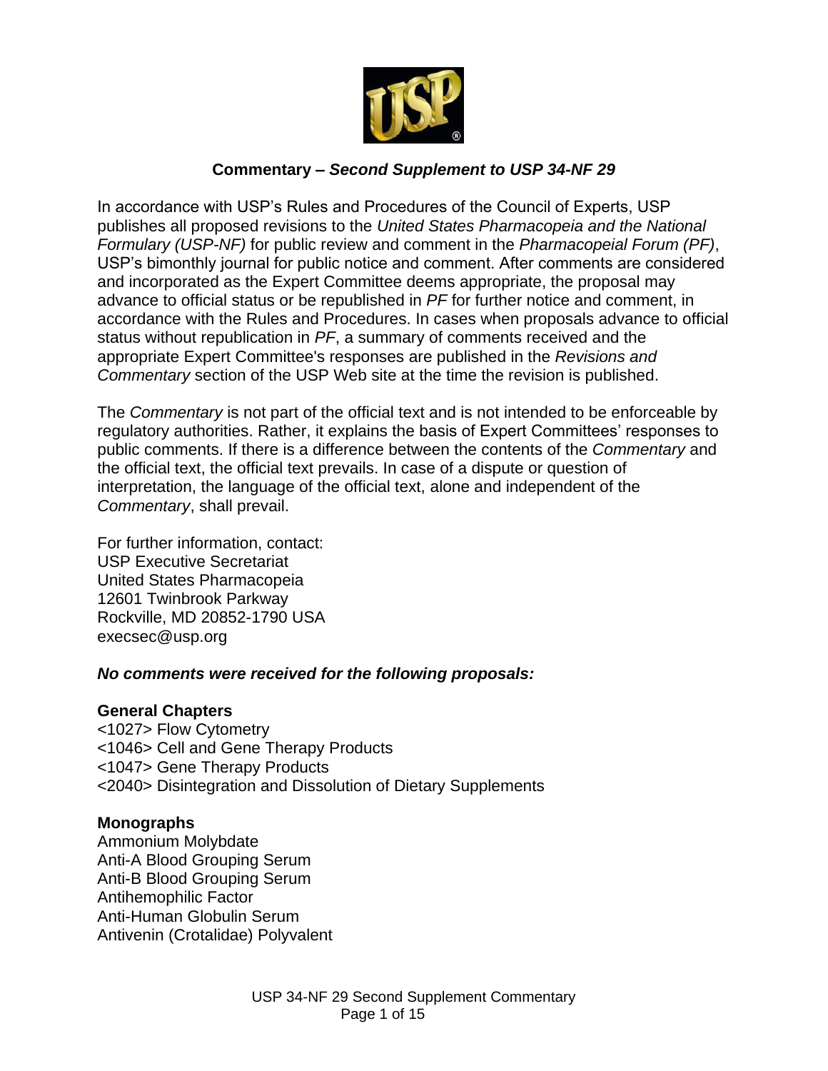# Commentary – *Second Supplement to USP 34-NF 29*

In accordance with USP's Rules and Procedures of the Council of Experts, USP publishes all proposed revisions to the *United States Pharmacopeia and the National Formulary (USP-NF)* for public review and comment in the *Pharmacopeial Forum (PF)*, USP's bimonthly journal for public notice and comment. After comments are considered and incorporated as the Expert Committee deems appropriate, the proposal may advance to official status or be republished in *PF* for further notice and comment, in accordance with the Rules and Procedures. In cases when proposals advance to official status without republication in *PF*, a summary of comments received and the appropriate Expert Committee's responses are published in the *Revisions and Commentary* section of the USP Web site at the time the revision is published.

The *Commentary* is not part of the official text and is not intended to be enforceable by regulatory authorities. Rather, it explains the basis of Expert Committees' responses to public comments. If there is a difference between the contents of the *Commentary* and the official text, the official text prevails. In case of a dispute or question of interpretation, the language of the official text, alone and independent of the *Commentary*, shall prevail.

For further information, contact:
USP Executive Secretariat
United States Pharmacopeia
12601 Twinbrook Parkway
Rockville, MD 20852-1790 USA
execsec@usp.org

***No comments were received for the following proposals:***

**General Chapters**

<1027> Flow Cytometry
<1046> Cell and Gene Therapy Products
<1047> Gene Therapy Products
<2040> Disintegration and Dissolution of Dietary Supplements

**Monographs**

Ammonium Molybdate
Anti-A Blood Grouping Serum
Anti-B Blood Grouping Serum
Antihemophilic Factor
Anti-Human Globulin Serum
Antivenin (Crotalidae) Polyvalent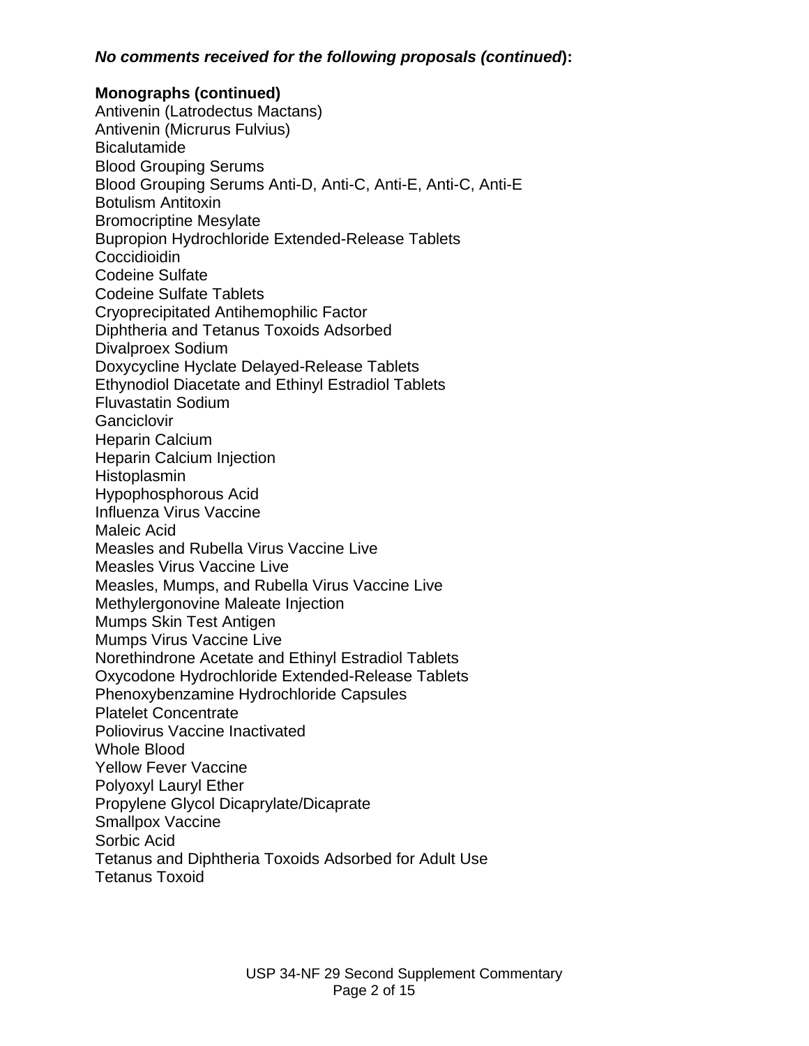***No comments received for the following proposals (continued*):**

**Monographs (continued)**

Antivenin (Latrodectus Mactans)
Antivenin (Micrurus Fulvius)
Bicalutamide
Blood Grouping Serums
Blood Grouping Serums Anti-D, Anti-C, Anti-E, Anti-C, Anti-E
Botulism Antitoxin
Bromocriptine Mesylate
Bupropion Hydrochloride Extended-Release Tablets
Coccidioidin
Codeine Sulfate
Codeine Sulfate Tablets
Cryoprecipitated Antihemophilic Factor
Diphtheria and Tetanus Toxoids Adsorbed
Divalproex Sodium
Doxycycline Hyclate Delayed-Release Tablets
Ethynodiol Diacetate and Ethinyl Estradiol Tablets
Fluvastatin Sodium
Ganciclovir
Heparin Calcium
Heparin Calcium Injection
Histoplasmin
Hypophosphorous Acid
Influenza Virus Vaccine
Maleic Acid
Measles and Rubella Virus Vaccine Live
Measles Virus Vaccine Live
Measles, Mumps, and Rubella Virus Vaccine Live
Methylergonovine Maleate Injection
Mumps Skin Test Antigen
Mumps Virus Vaccine Live
Norethindrone Acetate and Ethinyl Estradiol Tablets
Oxycodone Hydrochloride Extended-Release Tablets
Phenoxybenzamine Hydrochloride Capsules
Platelet Concentrate
Poliovirus Vaccine Inactivated
Whole Blood
Yellow Fever Vaccine
Polyoxyl Lauryl Ether
Propylene Glycol Dicaprylate/Dicaprate
Smallpox Vaccine
Sorbic Acid
Tetanus and Diphtheria Toxoids Adsorbed for Adult Use
Tetanus Toxoid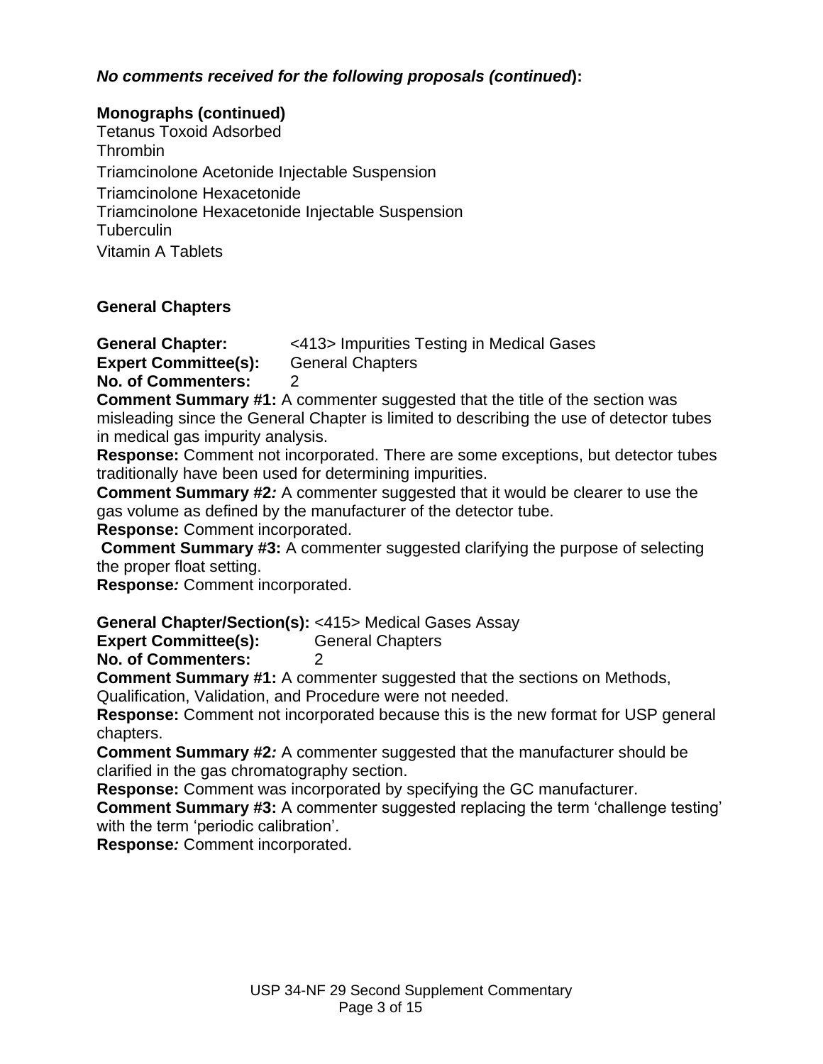***No comments received for the following proposals (continued*):**

**Monographs (continued)**

Tetanus Toxoid Adsorbed
Thrombin
Triamcinolone Acetonide Injectable Suspension
Triamcinolone Hexacetonide
Triamcinolone Hexacetonide Injectable Suspension
Tuberculin
Vitamin A Tablets

**General Chapters**

**General Chapter:** <413> Impurities Testing in Medical Gases
**Expert Committee(s):** General Chapters
**No. of Commenters:** 2

**Comment Summary #1:** A commenter suggested that the title of the section was misleading since the General Chapter is limited to describing the use of detector tubes in medical gas impurity analysis.
**Response:** Comment not incorporated. There are some exceptions, but detector tubes traditionally have been used for determining impurities.
**Comment Summary #2*:*** A commenter suggested that it would be clearer to use the gas volume as defined by the manufacturer of the detector tube.
**Response:** Comment incorporated.
**Comment Summary #3:** A commenter suggested clarifying the purpose of selecting the proper float setting.
**Response*:*** Comment incorporated.

**General Chapter/Section(s):** <415> Medical Gases Assay
**Expert Committee(s):** General Chapters
**No. of Commenters:** 2

**Comment Summary #1:** A commenter suggested that the sections on Methods, Qualification, Validation, and Procedure were not needed.
**Response:** Comment not incorporated because this is the new format for USP general chapters.
**Comment Summary #2*:*** A commenter suggested that the manufacturer should be clarified in the gas chromatography section.
**Response:** Comment was incorporated by specifying the GC manufacturer.
**Comment Summary #3:** A commenter suggested replacing the term 'challenge testing' with the term 'periodic calibration'.
**Response*:*** Comment incorporated.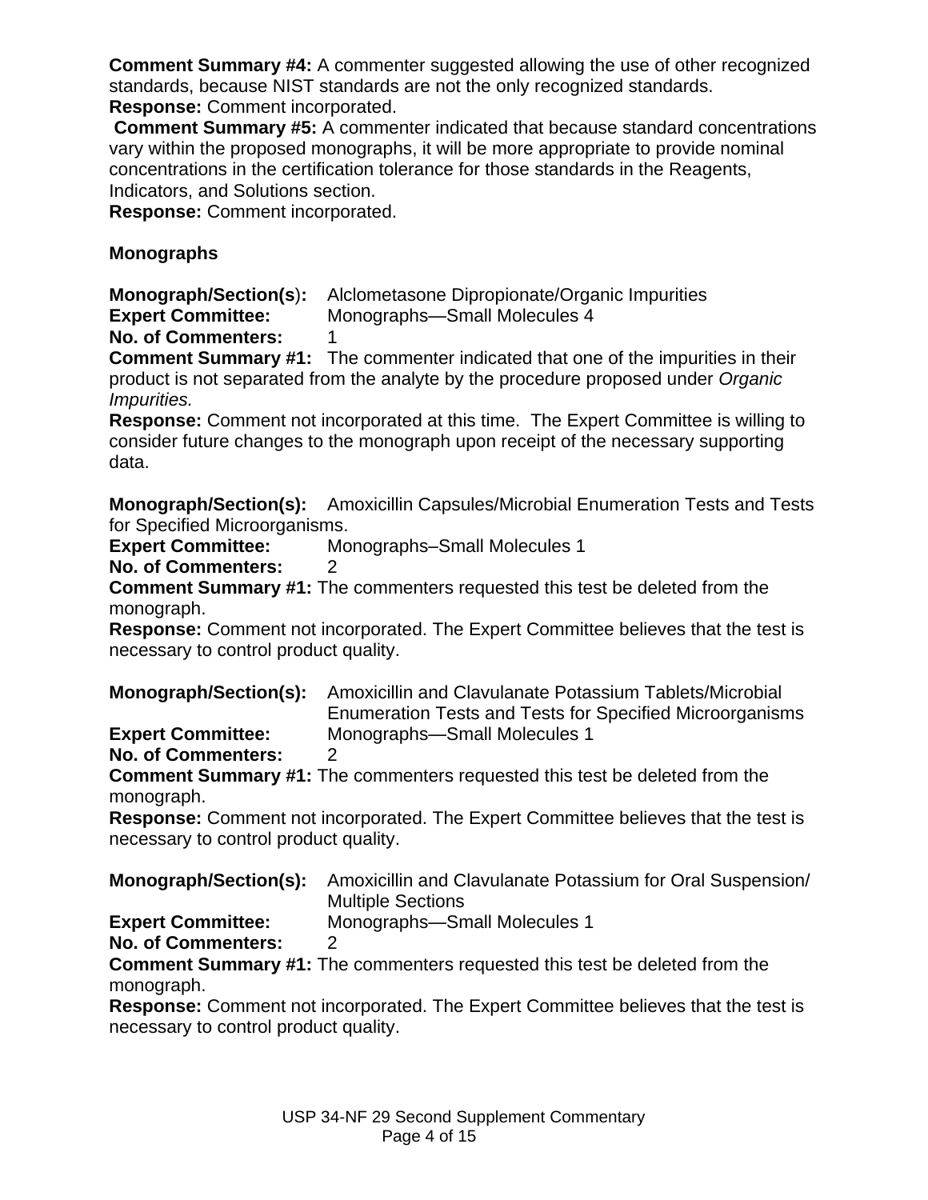**Comment Summary #4:** A commenter suggested allowing the use of other recognized standards, because NIST standards are not the only recognized standards.
**Response:** Comment incorporated.
**Comment Summary #5:** A commenter indicated that because standard concentrations vary within the proposed monographs, it will be more appropriate to provide nominal concentrations in the certification tolerance for those standards in the Reagents, Indicators, and Solutions section.
**Response:** Comment incorporated.

## Monographs

**Monograph/Section(s):** Alclometasone Dipropionate/Organic Impurities
**Expert Committee:** Monographs—Small Molecules 4
**No. of Commenters:** 1
**Comment Summary #1:** The commenter indicated that one of the impurities in their product is not separated from the analyte by the procedure proposed under *Organic Impurities.*
**Response:** Comment not incorporated at this time. The Expert Committee is willing to consider future changes to the monograph upon receipt of the necessary supporting data.

**Monograph/Section(s):** Amoxicillin Capsules/Microbial Enumeration Tests and Tests for Specified Microorganisms.
**Expert Committee:** Monographs–Small Molecules 1
**No. of Commenters:** 2
**Comment Summary #1:** The commenters requested this test be deleted from the monograph.
**Response:** Comment not incorporated. The Expert Committee believes that the test is necessary to control product quality.

**Monograph/Section(s):** Amoxicillin and Clavulanate Potassium Tablets/Microbial Enumeration Tests and Tests for Specified Microorganisms
**Expert Committee:** Monographs—Small Molecules 1
**No. of Commenters:** 2
**Comment Summary #1:** The commenters requested this test be deleted from the monograph.
**Response:** Comment not incorporated. The Expert Committee believes that the test is necessary to control product quality.

**Monograph/Section(s):** Amoxicillin and Clavulanate Potassium for Oral Suspension/ Multiple Sections
**Expert Committee:** Monographs—Small Molecules 1
**No. of Commenters:** 2
**Comment Summary #1:** The commenters requested this test be deleted from the monograph.
**Response:** Comment not incorporated. The Expert Committee believes that the test is necessary to control product quality.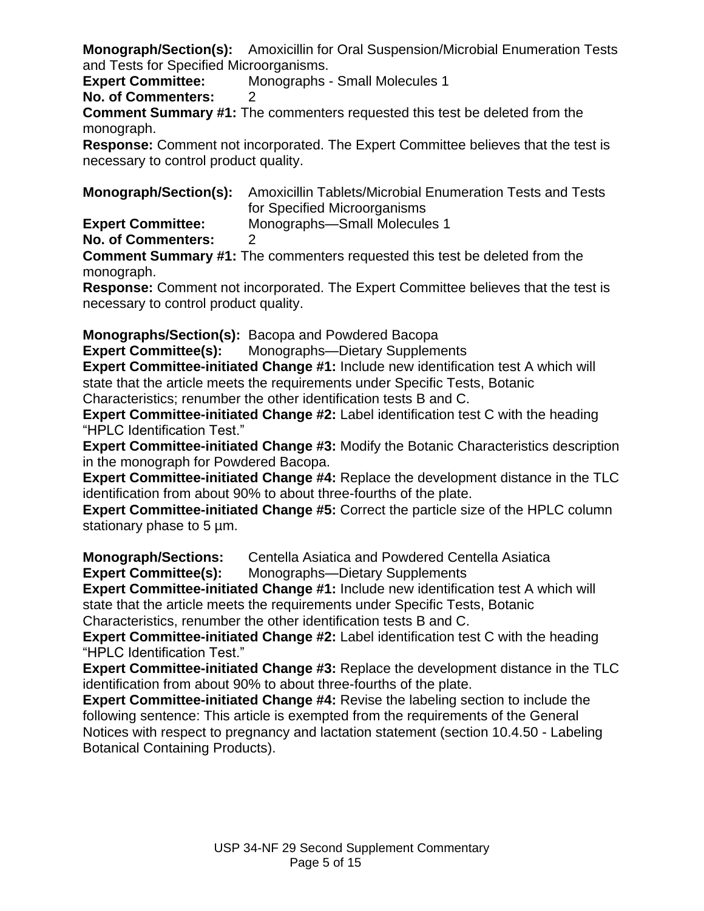**Monograph/Section(s):** Amoxicillin for Oral Suspension/Microbial Enumeration Tests and Tests for Specified Microorganisms.
**Expert Committee:** Monographs - Small Molecules 1
**No. of Commenters:** 2

**Comment Summary #1:** The commenters requested this test be deleted from the monograph.
**Response:** Comment not incorporated. The Expert Committee believes that the test is necessary to control product quality.

**Monograph/Section(s):** Amoxicillin Tablets/Microbial Enumeration Tests and Tests for Specified Microorganisms
**Expert Committee:** Monographs—Small Molecules 1
**No. of Commenters:** 2

**Comment Summary #1:** The commenters requested this test be deleted from the monograph.
**Response:** Comment not incorporated. The Expert Committee believes that the test is necessary to control product quality.

**Monographs/Section(s):** Bacopa and Powdered Bacopa
**Expert Committee(s):** Monographs—Dietary Supplements

**Expert Committee-initiated Change #1:** Include new identification test A which will state that the article meets the requirements under Specific Tests, Botanic Characteristics; renumber the other identification tests B and C.
**Expert Committee-initiated Change #2:** Label identification test C with the heading "HPLC Identification Test."
**Expert Committee-initiated Change #3:** Modify the Botanic Characteristics description in the monograph for Powdered Bacopa.
**Expert Committee-initiated Change #4:** Replace the development distance in the TLC identification from about 90% to about three-fourths of the plate.
**Expert Committee-initiated Change #5:** Correct the particle size of the HPLC column stationary phase to 5 µm.

**Monograph/Sections:** Centella Asiatica and Powdered Centella Asiatica
**Expert Committee(s):** Monographs—Dietary Supplements

**Expert Committee-initiated Change #1:** Include new identification test A which will state that the article meets the requirements under Specific Tests, Botanic Characteristics, renumber the other identification tests B and C.
**Expert Committee-initiated Change #2:** Label identification test C with the heading "HPLC Identification Test."
**Expert Committee-initiated Change #3:** Replace the development distance in the TLC identification from about 90% to about three-fourths of the plate.
**Expert Committee-initiated Change #4:** Revise the labeling section to include the following sentence: This article is exempted from the requirements of the General Notices with respect to pregnancy and lactation statement (section 10.4.50 - Labeling Botanical Containing Products).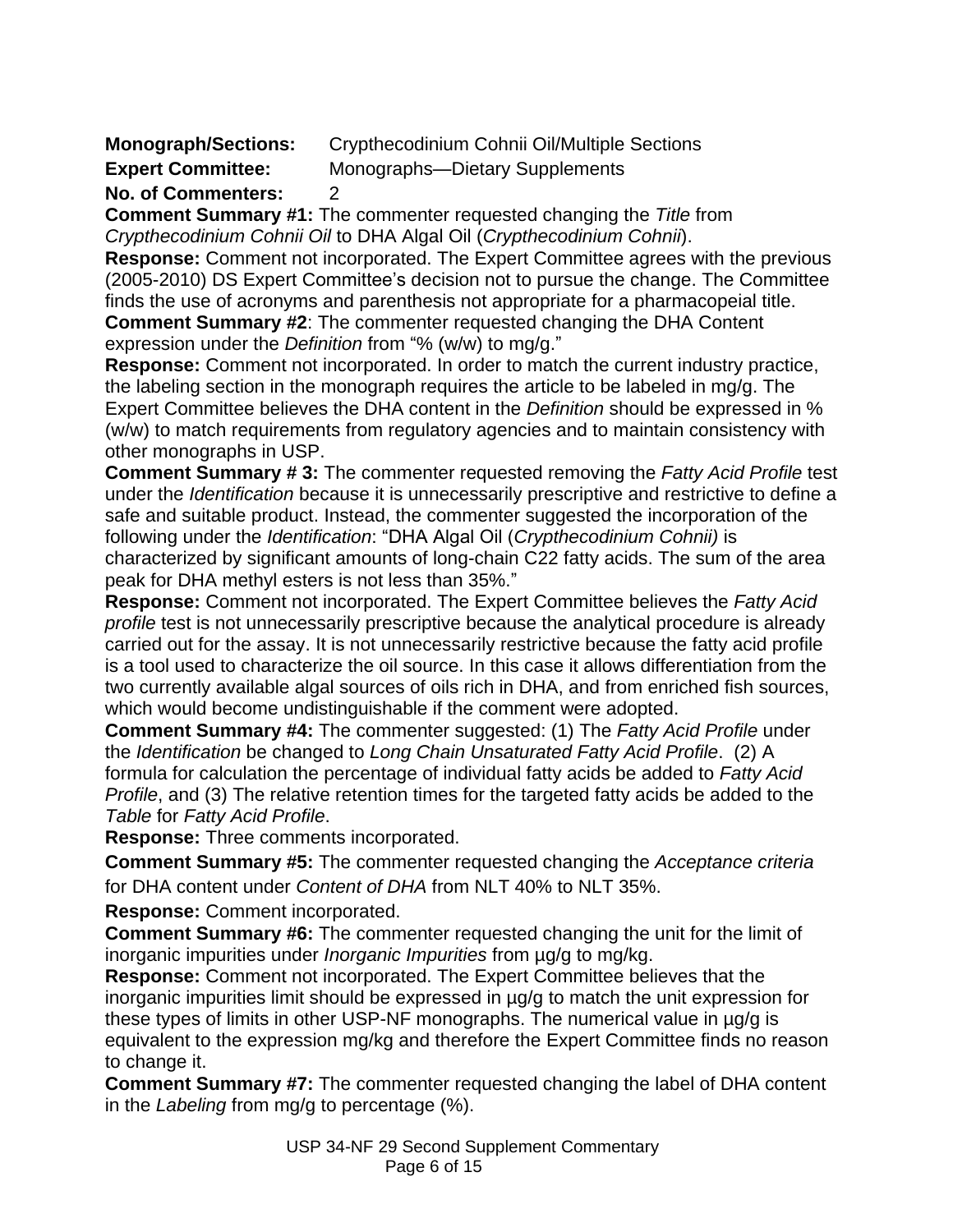**Monograph/Sections:** Crypthecodinium Cohnii Oil/Multiple Sections
**Expert Committee:** Monographs—Dietary Supplements
**No. of Commenters:** 2

**Comment Summary #1:** The commenter requested changing the *Title* from *Crypthecodinium Cohnii Oil* to DHA Algal Oil (*Crypthecodinium Cohnii*).

**Response:** Comment not incorporated. The Expert Committee agrees with the previous (2005-2010) DS Expert Committee's decision not to pursue the change. The Committee finds the use of acronyms and parenthesis not appropriate for a pharmacopeial title.

**Comment Summary #2**: The commenter requested changing the DHA Content expression under the *Definition* from "% (w/w) to mg/g."

**Response:** Comment not incorporated. In order to match the current industry practice, the labeling section in the monograph requires the article to be labeled in mg/g. The Expert Committee believes the DHA content in the *Definition* should be expressed in % (w/w) to match requirements from regulatory agencies and to maintain consistency with other monographs in USP.

**Comment Summary # 3:** The commenter requested removing the *Fatty Acid Profile* test under the *Identification* because it is unnecessarily prescriptive and restrictive to define a safe and suitable product. Instead, the commenter suggested the incorporation of the following under the *Identification*: "DHA Algal Oil (*Crypthecodinium Cohnii)* is characterized by significant amounts of long-chain C22 fatty acids. The sum of the area peak for DHA methyl esters is not less than 35%."

**Response:** Comment not incorporated. The Expert Committee believes the *Fatty Acid profile* test is not unnecessarily prescriptive because the analytical procedure is already carried out for the assay. It is not unnecessarily restrictive because the fatty acid profile is a tool used to characterize the oil source. In this case it allows differentiation from the two currently available algal sources of oils rich in DHA, and from enriched fish sources, which would become undistinguishable if the comment were adopted.

**Comment Summary #4:** The commenter suggested: (1) The *Fatty Acid Profile* under the *Identification* be changed to *Long Chain Unsaturated Fatty Acid Profile*. (2) A formula for calculation the percentage of individual fatty acids be added to *Fatty Acid Profile*, and (3) The relative retention times for the targeted fatty acids be added to the *Table* for *Fatty Acid Profile*.

**Response:** Three comments incorporated.

**Comment Summary #5:** The commenter requested changing the *Acceptance criteria* for DHA content under *Content of DHA* from NLT 40% to NLT 35%.

**Response:** Comment incorporated.

**Comment Summary #6:** The commenter requested changing the unit for the limit of inorganic impurities under *Inorganic Impurities* from µg/g to mg/kg.

**Response:** Comment not incorporated. The Expert Committee believes that the inorganic impurities limit should be expressed in µg/g to match the unit expression for these types of limits in other USP-NF monographs. The numerical value in µg/g is equivalent to the expression mg/kg and therefore the Expert Committee finds no reason to change it.

**Comment Summary #7:** The commenter requested changing the label of DHA content in the *Labeling* from mg/g to percentage (%).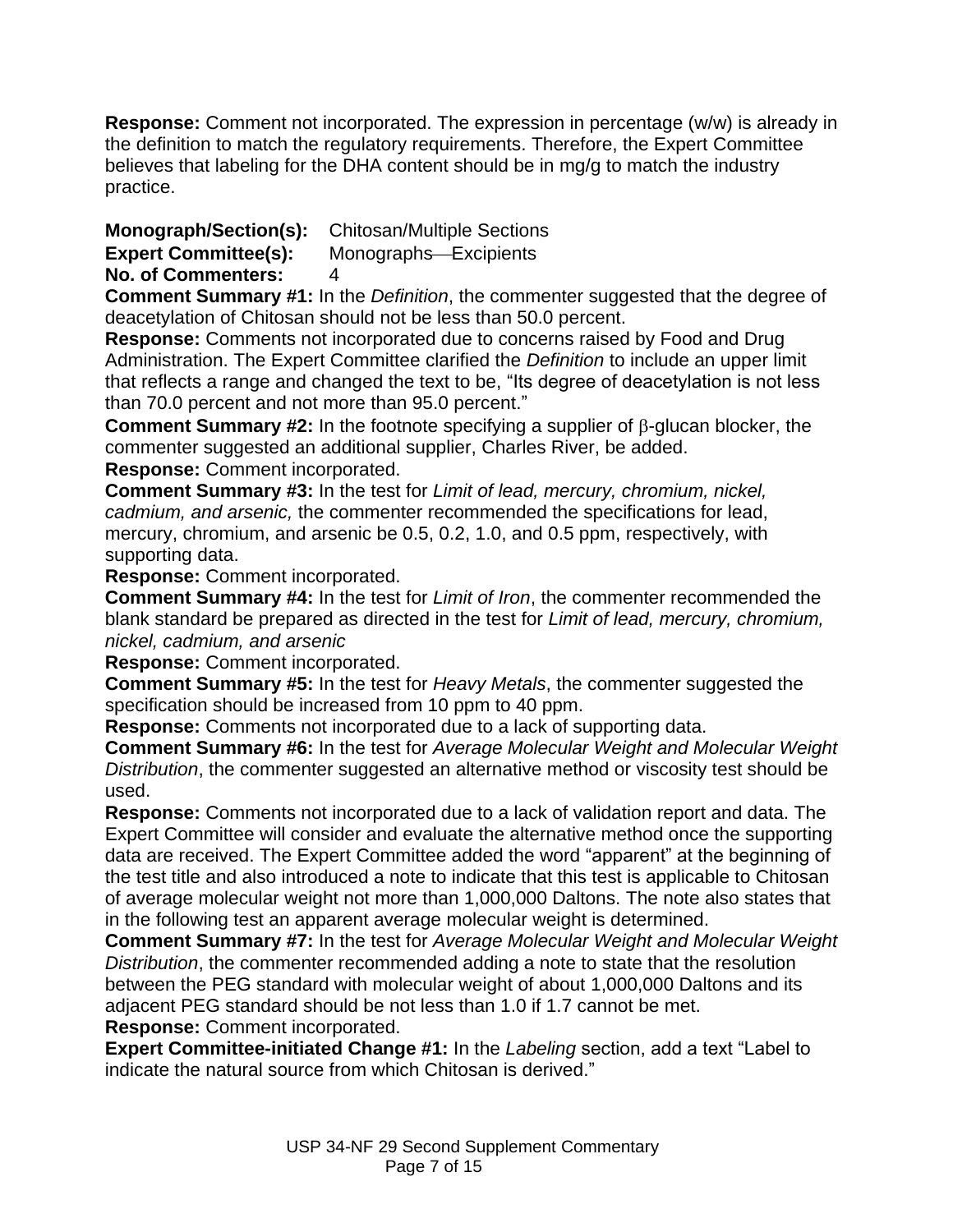**Response:** Comment not incorporated. The expression in percentage (w/w) is already in the definition to match the regulatory requirements. Therefore, the Expert Committee believes that labeling for the DHA content should be in mg/g to match the industry practice.

**Monograph/Section(s):** Chitosan/Multiple Sections
**Expert Committee(s):** Monographs—Excipients
**No. of Commenters:** 4

**Comment Summary #1:** In the *Definition*, the commenter suggested that the degree of deacetylation of Chitosan should not be less than 50.0 percent.

**Response:** Comments not incorporated due to concerns raised by Food and Drug Administration. The Expert Committee clarified the *Definition* to include an upper limit that reflects a range and changed the text to be, "Its degree of deacetylation is not less than 70.0 percent and not more than 95.0 percent."

**Comment Summary #2:** In the footnote specifying a supplier of β-glucan blocker, the commenter suggested an additional supplier, Charles River, be added.

**Response:** Comment incorporated.

**Comment Summary #3:** In the test for *Limit of lead, mercury, chromium, nickel, cadmium, and arsenic,* the commenter recommended the specifications for lead, mercury, chromium, and arsenic be 0.5, 0.2, 1.0, and 0.5 ppm, respectively, with supporting data.

**Response:** Comment incorporated.

**Comment Summary #4:** In the test for *Limit of Iron*, the commenter recommended the blank standard be prepared as directed in the test for *Limit of lead, mercury, chromium, nickel, cadmium, and arsenic*

**Response:** Comment incorporated.

**Comment Summary #5:** In the test for *Heavy Metals*, the commenter suggested the specification should be increased from 10 ppm to 40 ppm.

**Response:** Comments not incorporated due to a lack of supporting data.

**Comment Summary #6:** In the test for *Average Molecular Weight and Molecular Weight Distribution*, the commenter suggested an alternative method or viscosity test should be used.

**Response:** Comments not incorporated due to a lack of validation report and data. The Expert Committee will consider and evaluate the alternative method once the supporting data are received. The Expert Committee added the word "apparent" at the beginning of the test title and also introduced a note to indicate that this test is applicable to Chitosan of average molecular weight not more than 1,000,000 Daltons. The note also states that in the following test an apparent average molecular weight is determined.

**Comment Summary #7:** In the test for *Average Molecular Weight and Molecular Weight Distribution*, the commenter recommended adding a note to state that the resolution between the PEG standard with molecular weight of about 1,000,000 Daltons and its adjacent PEG standard should be not less than 1.0 if 1.7 cannot be met.

**Response:** Comment incorporated.

**Expert Committee-initiated Change #1:** In the *Labeling* section, add a text "Label to indicate the natural source from which Chitosan is derived."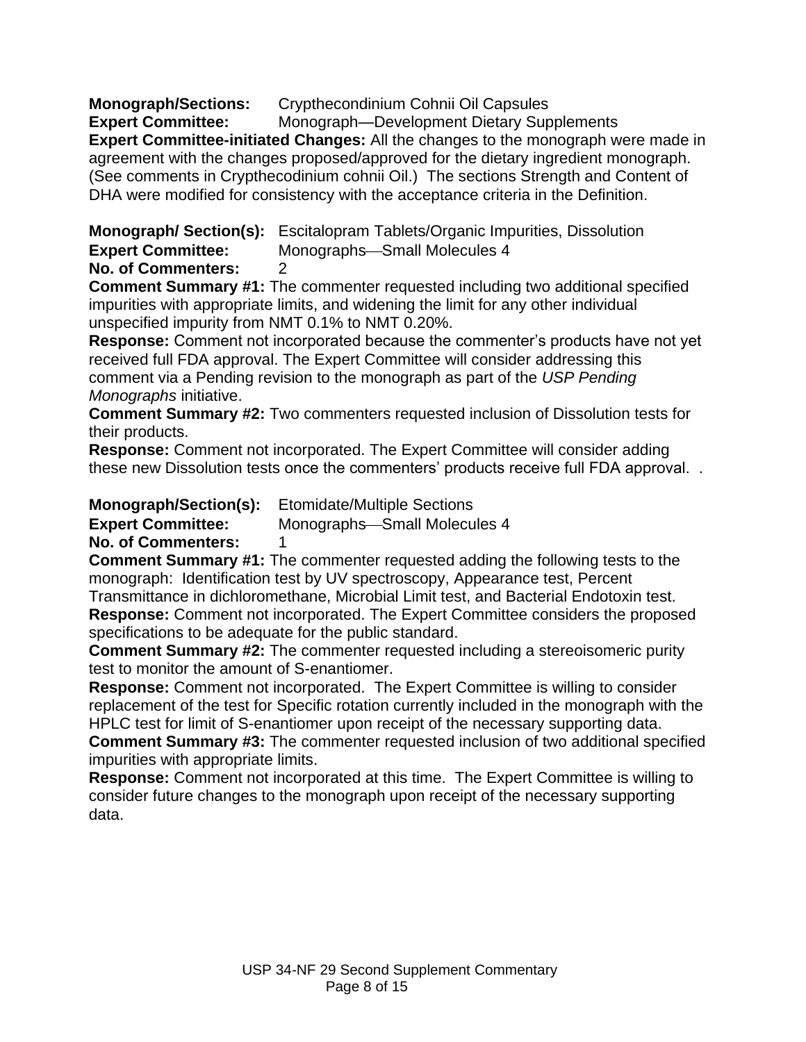**Monograph/Sections:** Crypthecondinium Cohnii Oil Capsules
**Expert Committee:** Monograph—Development Dietary Supplements
**Expert Committee-initiated Changes:** All the changes to the monograph were made in agreement with the changes proposed/approved for the dietary ingredient monograph. (See comments in Crypthecodinium cohnii Oil.) The sections Strength and Content of DHA were modified for consistency with the acceptance criteria in the Definition.

**Monograph/ Section(s):** Escitalopram Tablets/Organic Impurities, Dissolution
**Expert Committee:** Monographs—Small Molecules 4
**No. of Commenters:** 2
**Comment Summary #1:** The commenter requested including two additional specified impurities with appropriate limits, and widening the limit for any other individual unspecified impurity from NMT 0.1% to NMT 0.20%.
**Response:** Comment not incorporated because the commenter's products have not yet received full FDA approval. The Expert Committee will consider addressing this comment via a Pending revision to the monograph as part of the *USP Pending Monographs* initiative.
**Comment Summary #2:** Two commenters requested inclusion of Dissolution tests for their products.
**Response:** Comment not incorporated. The Expert Committee will consider adding these new Dissolution tests once the commenters' products receive full FDA approval. .

**Monograph/Section(s):** Etomidate/Multiple Sections
**Expert Committee:** Monographs—Small Molecules 4
**No. of Commenters:** 1
**Comment Summary #1:** The commenter requested adding the following tests to the monograph: Identification test by UV spectroscopy, Appearance test, Percent Transmittance in dichloromethane, Microbial Limit test, and Bacterial Endotoxin test.
**Response:** Comment not incorporated. The Expert Committee considers the proposed specifications to be adequate for the public standard.
**Comment Summary #2:** The commenter requested including a stereoisomeric purity test to monitor the amount of S-enantiomer.
**Response:** Comment not incorporated. The Expert Committee is willing to consider replacement of the test for Specific rotation currently included in the monograph with the HPLC test for limit of S-enantiomer upon receipt of the necessary supporting data.
**Comment Summary #3:** The commenter requested inclusion of two additional specified impurities with appropriate limits.
**Response:** Comment not incorporated at this time. The Expert Committee is willing to consider future changes to the monograph upon receipt of the necessary supporting data.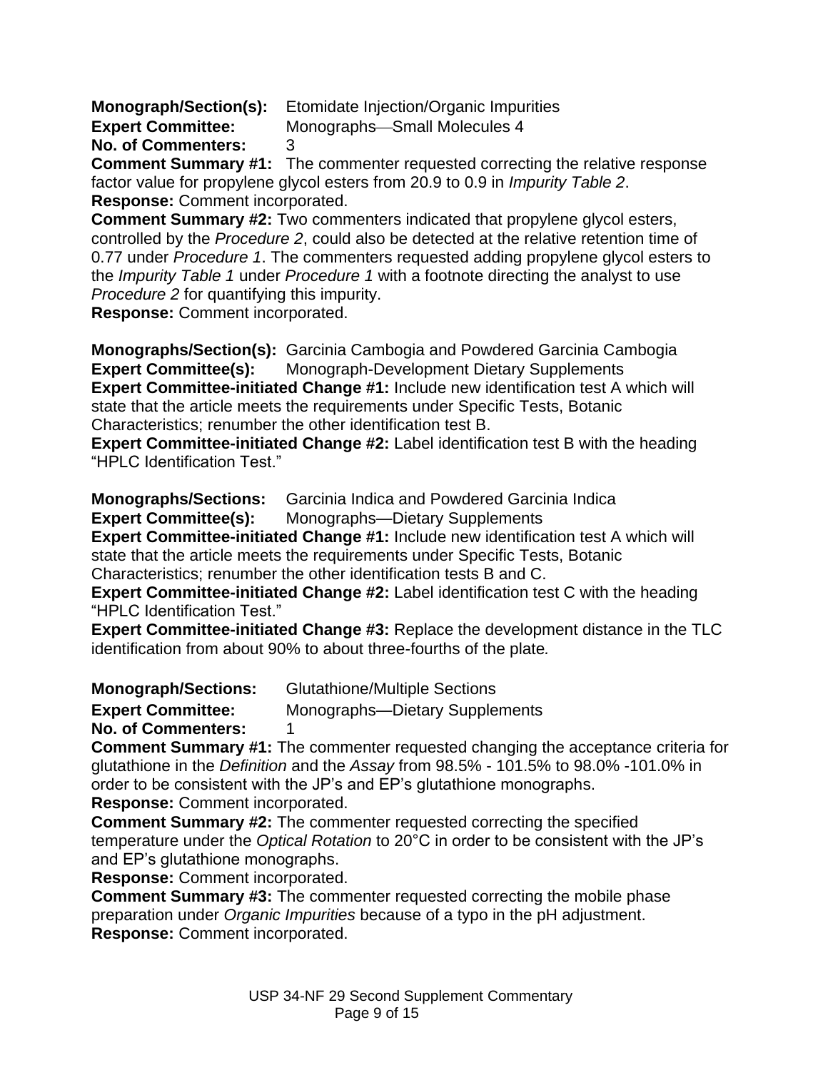**Monograph/Section(s):** Etomidate Injection/Organic Impurities
**Expert Committee:** Monographs—Small Molecules 4
**No. of Commenters:** 3

**Comment Summary #1:** The commenter requested correcting the relative response factor value for propylene glycol esters from 20.9 to 0.9 in *Impurity Table 2*.
**Response:** Comment incorporated.

**Comment Summary #2:** Two commenters indicated that propylene glycol esters, controlled by the *Procedure 2*, could also be detected at the relative retention time of 0.77 under *Procedure 1*. The commenters requested adding propylene glycol esters to the *Impurity Table 1* under *Procedure 1* with a footnote directing the analyst to use *Procedure 2* for quantifying this impurity.
**Response:** Comment incorporated.

**Monographs/Section(s):** Garcinia Cambogia and Powdered Garcinia Cambogia
**Expert Committee(s):** Monograph-Development Dietary Supplements

**Expert Committee-initiated Change #1:** Include new identification test A which will state that the article meets the requirements under Specific Tests, Botanic Characteristics; renumber the other identification test B.

**Expert Committee-initiated Change #2:** Label identification test B with the heading “HPLC Identification Test.”

**Monographs/Sections:** Garcinia Indica and Powdered Garcinia Indica
**Expert Committee(s):** Monographs—Dietary Supplements

**Expert Committee-initiated Change #1:** Include new identification test A which will state that the article meets the requirements under Specific Tests, Botanic Characteristics; renumber the other identification tests B and C.

**Expert Committee-initiated Change #2:** Label identification test C with the heading “HPLC Identification Test.”

**Expert Committee-initiated Change #3:** Replace the development distance in the TLC identification from about 90% to about three-fourths of the plate.

**Monograph/Sections:** Glutathione/Multiple Sections
**Expert Committee:** Monographs—Dietary Supplements
**No. of Commenters:** 1

**Comment Summary #1:** The commenter requested changing the acceptance criteria for glutathione in the *Definition* and the *Assay* from 98.5% - 101.5% to 98.0% -101.0% in order to be consistent with the JP’s and EP’s glutathione monographs.
**Response:** Comment incorporated.

**Comment Summary #2:** The commenter requested correcting the specified temperature under the *Optical Rotation* to 20°C in order to be consistent with the JP’s and EP’s glutathione monographs.
**Response:** Comment incorporated.

**Comment Summary #3:** The commenter requested correcting the mobile phase preparation under *Organic Impurities* because of a typo in the pH adjustment.
**Response:** Comment incorporated.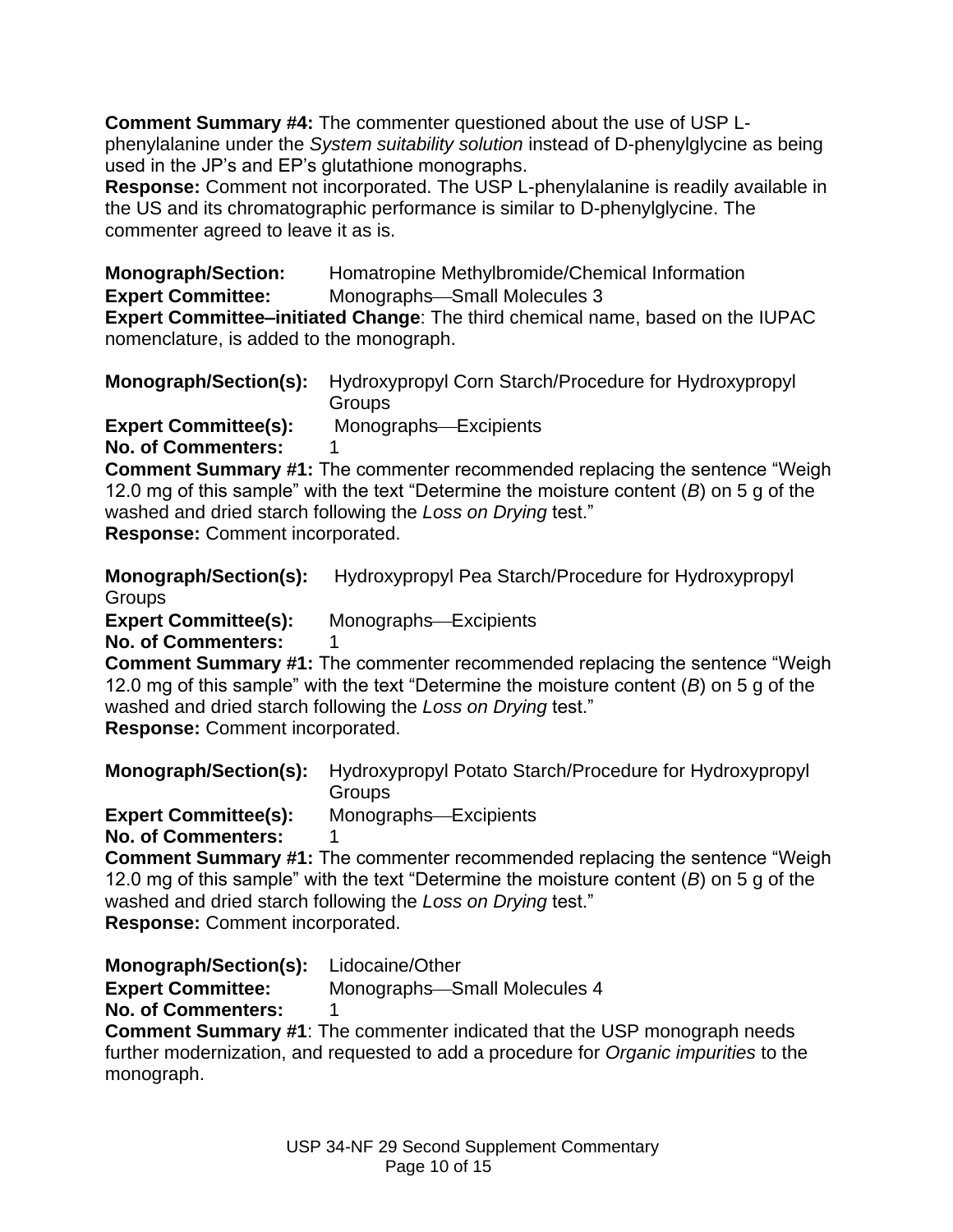**Comment Summary #4:** The commenter questioned about the use of USP L-phenylalanine under the *System suitability solution* instead of D-phenylglycine as being used in the JP's and EP's glutathione monographs.
**Response:** Comment not incorporated. The USP L-phenylalanine is readily available in the US and its chromatographic performance is similar to D-phenylglycine. The commenter agreed to leave it as is.

**Monograph/Section:** Homatropine Methylbromide/Chemical Information
**Expert Committee:** Monographs—Small Molecules 3
**Expert Committee–initiated Change**: The third chemical name, based on the IUPAC nomenclature, is added to the monograph.

**Monograph/Section(s):** Hydroxypropyl Corn Starch/Procedure for Hydroxypropyl Groups
**Expert Committee(s):** Monographs—Excipients
**No. of Commenters:** 1
**Comment Summary #1:** The commenter recommended replacing the sentence "Weigh 12.0 mg of this sample" with the text "Determine the moisture content (*B*) on 5 g of the washed and dried starch following the *Loss on Drying* test."
**Response:** Comment incorporated.

**Monograph/Section(s):** Hydroxypropyl Pea Starch/Procedure for Hydroxypropyl Groups
**Expert Committee(s):** Monographs—Excipients
**No. of Commenters:** 1
**Comment Summary #1:** The commenter recommended replacing the sentence "Weigh 12.0 mg of this sample" with the text "Determine the moisture content (*B*) on 5 g of the washed and dried starch following the *Loss on Drying* test."
**Response:** Comment incorporated.

**Monograph/Section(s):** Hydroxypropyl Potato Starch/Procedure for Hydroxypropyl Groups
**Expert Committee(s):** Monographs—Excipients
**No. of Commenters:** 1
**Comment Summary #1:** The commenter recommended replacing the sentence "Weigh 12.0 mg of this sample" with the text "Determine the moisture content (*B*) on 5 g of the washed and dried starch following the *Loss on Drying* test."
**Response:** Comment incorporated.

**Monograph/Section(s):** Lidocaine/Other
**Expert Committee:** Monographs—Small Molecules 4
**No. of Commenters:** 1
**Comment Summary #1**: The commenter indicated that the USP monograph needs further modernization, and requested to add a procedure for *Organic impurities* to the monograph.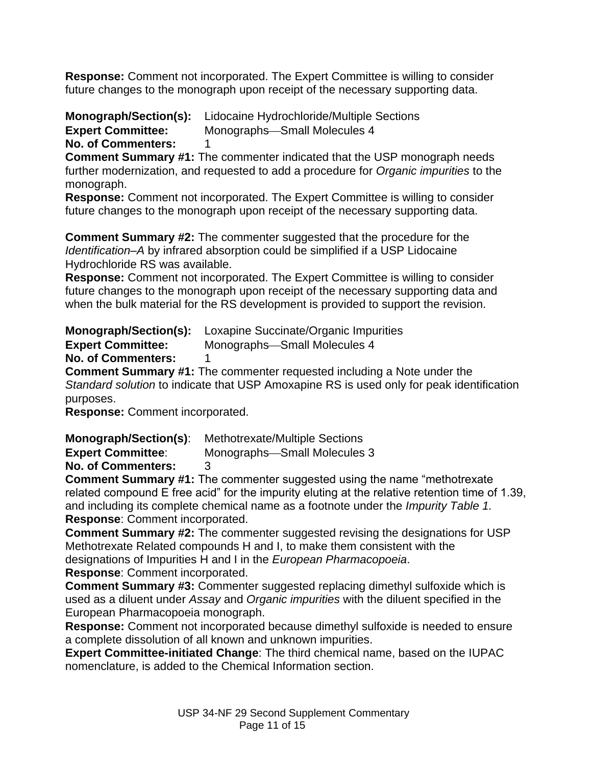**Response:** Comment not incorporated. The Expert Committee is willing to consider future changes to the monograph upon receipt of the necessary supporting data.

**Monograph/Section(s):** Lidocaine Hydrochloride/Multiple Sections
**Expert Committee:** Monographs—Small Molecules 4
**No. of Commenters:** 1
**Comment Summary #1:** The commenter indicated that the USP monograph needs further modernization, and requested to add a procedure for *Organic impurities* to the monograph.
**Response:** Comment not incorporated. The Expert Committee is willing to consider future changes to the monograph upon receipt of the necessary supporting data.

**Comment Summary #2:** The commenter suggested that the procedure for the *Identification–A* by infrared absorption could be simplified if a USP Lidocaine Hydrochloride RS was available.
**Response:** Comment not incorporated. The Expert Committee is willing to consider future changes to the monograph upon receipt of the necessary supporting data and when the bulk material for the RS development is provided to support the revision.

**Monograph/Section(s):** Loxapine Succinate/Organic Impurities
**Expert Committee:** Monographs—Small Molecules 4
**No. of Commenters:** 1
**Comment Summary #1:** The commenter requested including a Note under the *Standard solution* to indicate that USP Amoxapine RS is used only for peak identification purposes.
**Response:** Comment incorporated.

**Monograph/Section(s)**: Methotrexate/Multiple Sections
**Expert Committee**: Monographs—Small Molecules 3
**No. of Commenters:** 3
**Comment Summary #1:** The commenter suggested using the name "methotrexate related compound E free acid" for the impurity eluting at the relative retention time of 1.39, and including its complete chemical name as a footnote under the *Impurity Table 1.*
**Response**: Comment incorporated.
**Comment Summary #2:** The commenter suggested revising the designations for USP Methotrexate Related compounds H and I, to make them consistent with the designations of Impurities H and I in the *European Pharmacopoeia*.
**Response**: Comment incorporated.
**Comment Summary #3:** Commenter suggested replacing dimethyl sulfoxide which is used as a diluent under *Assay* and *Organic impurities* with the diluent specified in the European Pharmacopoeia monograph.
**Response:** Comment not incorporated because dimethyl sulfoxide is needed to ensure a complete dissolution of all known and unknown impurities.
**Expert Committee-initiated Change**: The third chemical name, based on the IUPAC nomenclature, is added to the Chemical Information section.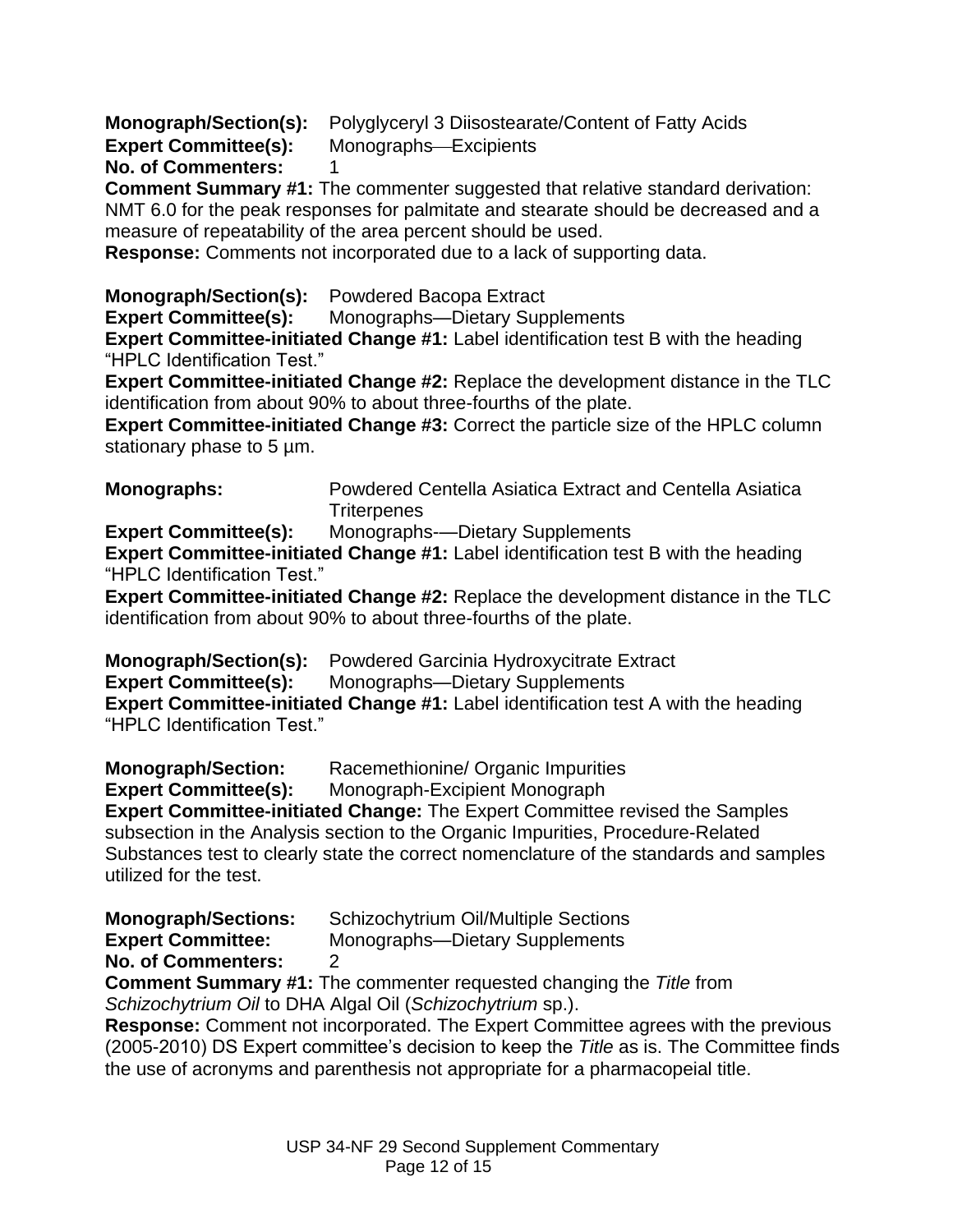**Monograph/Section(s):** Polyglyceryl 3 Diisostearate/Content of Fatty Acids
**Expert Committee(s):** Monographs—Excipients
**No. of Commenters:** 1

**Comment Summary #1:** The commenter suggested that relative standard derivation: NMT 6.0 for the peak responses for palmitate and stearate should be decreased and a measure of repeatability of the area percent should be used.
**Response:** Comments not incorporated due to a lack of supporting data.

**Monograph/Section(s):** Powdered Bacopa Extract
**Expert Committee(s):** Monographs—Dietary Supplements

**Expert Committee-initiated Change #1:** Label identification test B with the heading "HPLC Identification Test."
**Expert Committee-initiated Change #2:** Replace the development distance in the TLC identification from about 90% to about three-fourths of the plate.
**Expert Committee-initiated Change #3:** Correct the particle size of the HPLC column stationary phase to 5 µm.

**Monographs:** Powdered Centella Asiatica Extract and Centella Asiatica Triterpenes
**Expert Committee(s):** Monographs-—Dietary Supplements

**Expert Committee-initiated Change #1:** Label identification test B with the heading "HPLC Identification Test."
**Expert Committee-initiated Change #2:** Replace the development distance in the TLC identification from about 90% to about three-fourths of the plate.

**Monograph/Section(s):** Powdered Garcinia Hydroxycitrate Extract
**Expert Committee(s):** Monographs—Dietary Supplements

**Expert Committee-initiated Change #1:** Label identification test A with the heading "HPLC Identification Test."

**Monograph/Section:** Racemethionine/ Organic Impurities
**Expert Committee(s):** Monograph-Excipient Monograph

**Expert Committee-initiated Change:** The Expert Committee revised the Samples subsection in the Analysis section to the Organic Impurities, Procedure-Related Substances test to clearly state the correct nomenclature of the standards and samples utilized for the test.

**Monograph/Sections:** Schizochytrium Oil/Multiple Sections
**Expert Committee:** Monographs—Dietary Supplements
**No. of Commenters:** 2

**Comment Summary #1:** The commenter requested changing the *Title* from *Schizochytrium Oil* to DHA Algal Oil (*Schizochytrium* sp.).
**Response:** Comment not incorporated. The Expert Committee agrees with the previous (2005-2010) DS Expert committee's decision to keep the *Title* as is. The Committee finds the use of acronyms and parenthesis not appropriate for a pharmacopeial title.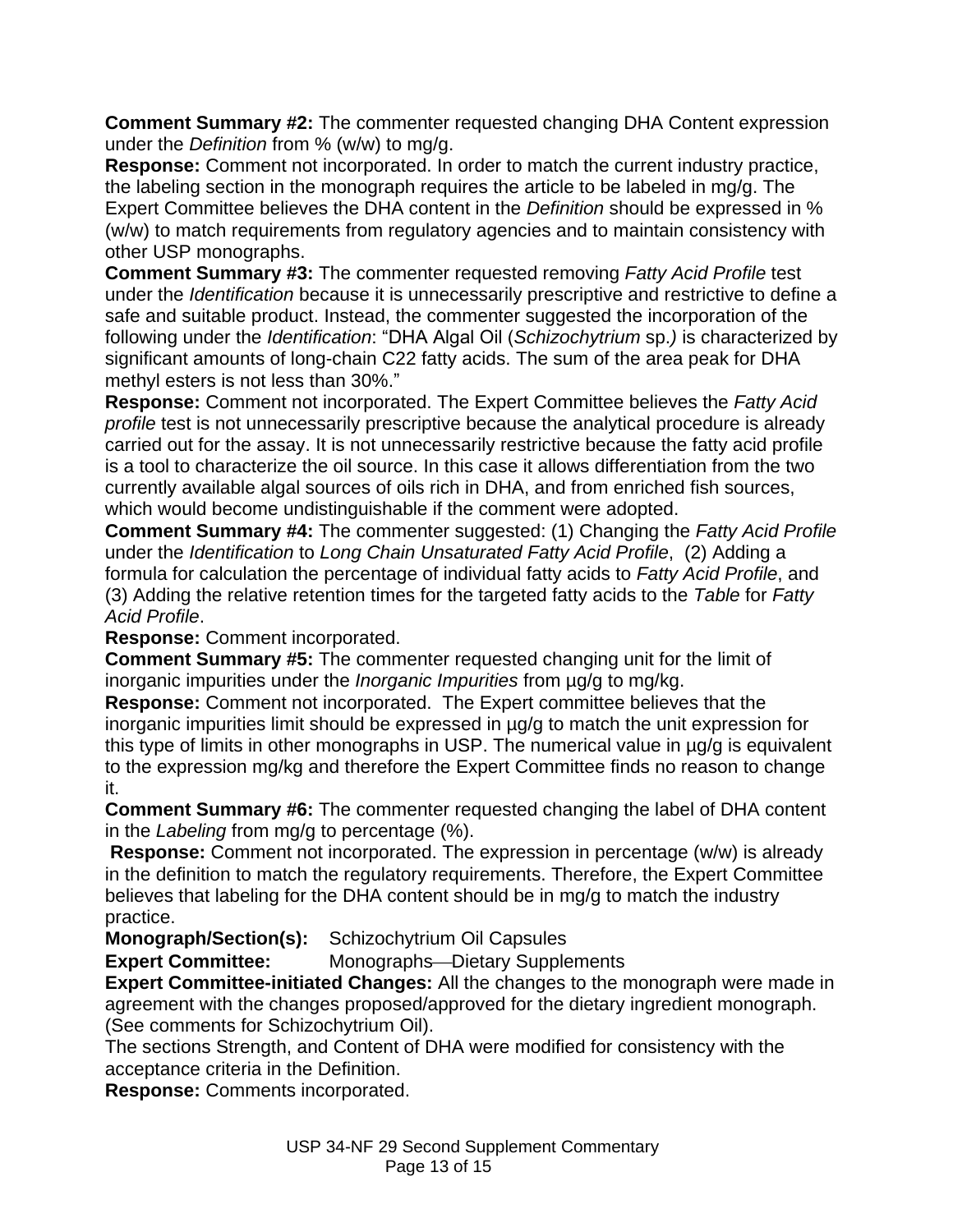**Comment Summary #2:** The commenter requested changing DHA Content expression under the *Definition* from % (w/w) to mg/g.

**Response:** Comment not incorporated. In order to match the current industry practice, the labeling section in the monograph requires the article to be labeled in mg/g. The Expert Committee believes the DHA content in the *Definition* should be expressed in % (w/w) to match requirements from regulatory agencies and to maintain consistency with other USP monographs.

**Comment Summary #3:** The commenter requested removing *Fatty Acid Profile* test under the *Identification* because it is unnecessarily prescriptive and restrictive to define a safe and suitable product. Instead, the commenter suggested the incorporation of the following under the *Identification*: "DHA Algal Oil (*Schizochytrium* sp.*)* is characterized by significant amounts of long-chain C22 fatty acids. The sum of the area peak for DHA methyl esters is not less than 30%."

**Response:** Comment not incorporated. The Expert Committee believes the *Fatty Acid profile* test is not unnecessarily prescriptive because the analytical procedure is already carried out for the assay. It is not unnecessarily restrictive because the fatty acid profile is a tool to characterize the oil source. In this case it allows differentiation from the two currently available algal sources of oils rich in DHA, and from enriched fish sources, which would become undistinguishable if the comment were adopted.

**Comment Summary #4:** The commenter suggested: (1) Changing the *Fatty Acid Profile* under the *Identification* to *Long Chain Unsaturated Fatty Acid Profile*, (2) Adding a formula for calculation the percentage of individual fatty acids to *Fatty Acid Profile*, and (3) Adding the relative retention times for the targeted fatty acids to the *Table* for *Fatty Acid Profile*.

**Response:** Comment incorporated.

**Comment Summary #5:** The commenter requested changing unit for the limit of inorganic impurities under the *Inorganic Impurities* from µg/g to mg/kg.

**Response:** Comment not incorporated. The Expert committee believes that the inorganic impurities limit should be expressed in µg/g to match the unit expression for this type of limits in other monographs in USP. The numerical value in µg/g is equivalent to the expression mg/kg and therefore the Expert Committee finds no reason to change it.

**Comment Summary #6:** The commenter requested changing the label of DHA content in the *Labeling* from mg/g to percentage (%).

**Response:** Comment not incorporated. The expression in percentage (w/w) is already in the definition to match the regulatory requirements. Therefore, the Expert Committee believes that labeling for the DHA content should be in mg/g to match the industry practice.

**Monograph/Section(s):** Schizochytrium Oil Capsules

**Expert Committee:** Monographs—Dietary Supplements

**Expert Committee-initiated Changes:** All the changes to the monograph were made in agreement with the changes proposed/approved for the dietary ingredient monograph. (See comments for Schizochytrium Oil).

The sections Strength, and Content of DHA were modified for consistency with the acceptance criteria in the Definition.

**Response:** Comments incorporated.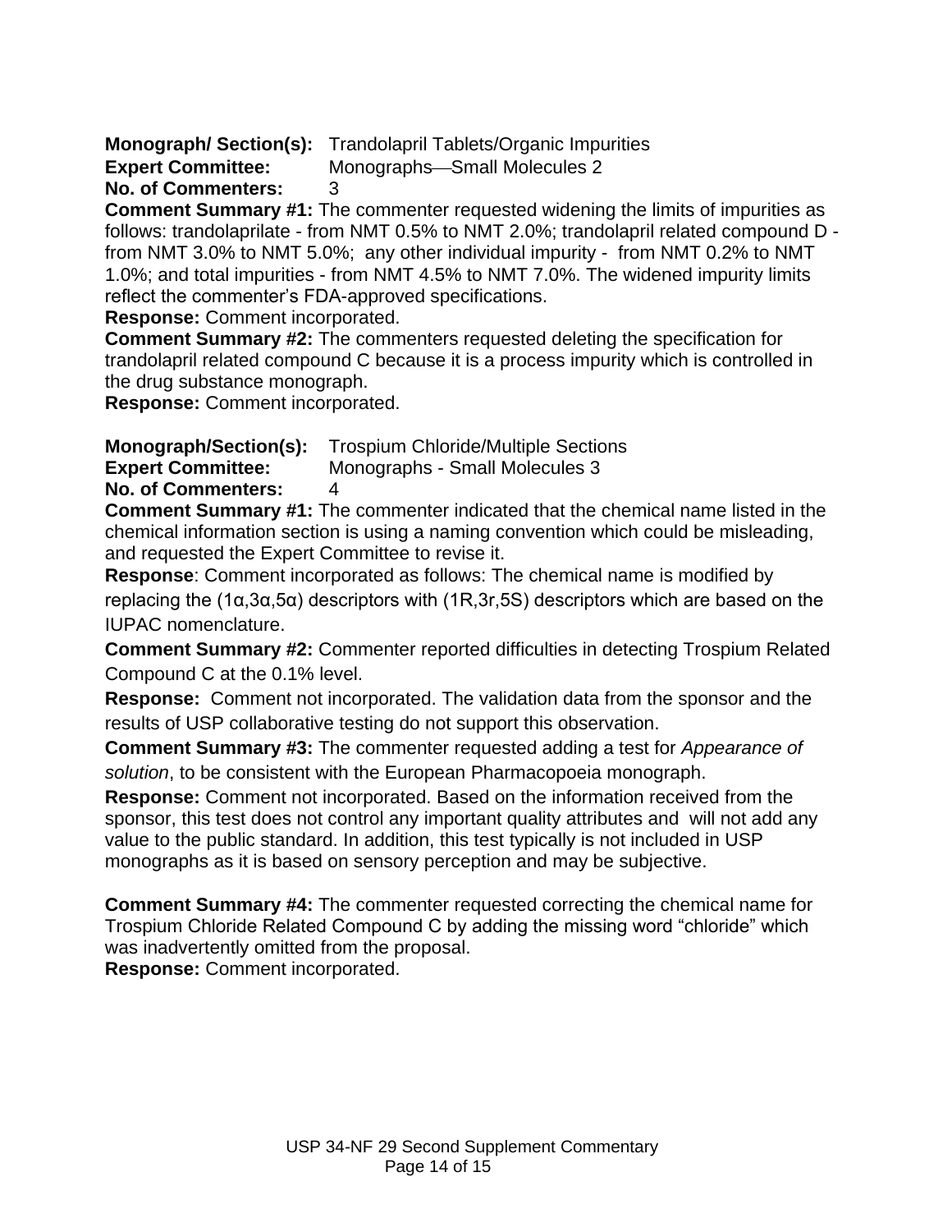**Monograph/ Section(s):** Trandolapril Tablets/Organic Impurities
**Expert Committee:** Monographs—Small Molecules 2
**No. of Commenters:** 3

**Comment Summary #1:** The commenter requested widening the limits of impurities as follows: trandolaprilate - from NMT 0.5% to NMT 2.0%; trandolapril related compound D - from NMT 3.0% to NMT 5.0%; any other individual impurity - from NMT 0.2% to NMT 1.0%; and total impurities - from NMT 4.5% to NMT 7.0%. The widened impurity limits reflect the commenter's FDA-approved specifications.
**Response:** Comment incorporated.

**Comment Summary #2:** The commenters requested deleting the specification for trandolapril related compound C because it is a process impurity which is controlled in the drug substance monograph.
**Response:** Comment incorporated.

**Monograph/Section(s):** Trospium Chloride/Multiple Sections
**Expert Committee:** Monographs - Small Molecules 3
**No. of Commenters:** 4

**Comment Summary #1:** The commenter indicated that the chemical name listed in the chemical information section is using a naming convention which could be misleading, and requested the Expert Committee to revise it.
**Response**: Comment incorporated as follows: The chemical name is modified by replacing the (1α,3α,5α) descriptors with (1R,3r,5S) descriptors which are based on the IUPAC nomenclature.

**Comment Summary #2:** Commenter reported difficulties in detecting Trospium Related Compound C at the 0.1% level.
**Response:** Comment not incorporated. The validation data from the sponsor and the results of USP collaborative testing do not support this observation.

**Comment Summary #3:** The commenter requested adding a test for *Appearance of solution*, to be consistent with the European Pharmacopoeia monograph.
**Response:** Comment not incorporated. Based on the information received from the sponsor, this test does not control any important quality attributes and will not add any value to the public standard. In addition, this test typically is not included in USP monographs as it is based on sensory perception and may be subjective.

**Comment Summary #4:** The commenter requested correcting the chemical name for Trospium Chloride Related Compound C by adding the missing word "chloride" which was inadvertently omitted from the proposal.
**Response:** Comment incorporated.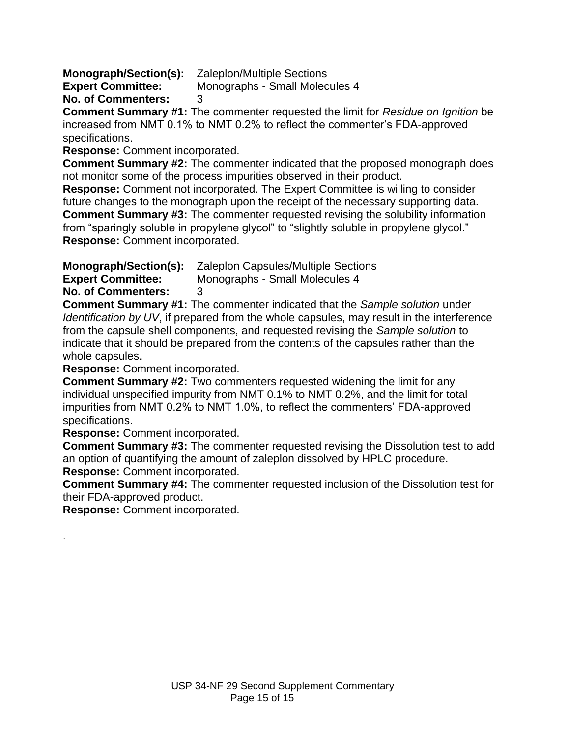**Monograph/Section(s):** Zaleplon/Multiple Sections
**Expert Committee:** Monographs - Small Molecules 4
**No. of Commenters:** 3

**Comment Summary #1:** The commenter requested the limit for *Residue on Ignition* be increased from NMT 0.1% to NMT 0.2% to reflect the commenter's FDA-approved specifications.
**Response:** Comment incorporated.
**Comment Summary #2:** The commenter indicated that the proposed monograph does not monitor some of the process impurities observed in their product.
**Response:** Comment not incorporated. The Expert Committee is willing to consider future changes to the monograph upon the receipt of the necessary supporting data.
**Comment Summary #3:** The commenter requested revising the solubility information from "sparingly soluble in propylene glycol" to "slightly soluble in propylene glycol."
**Response:** Comment incorporated.

**Monograph/Section(s):** Zaleplon Capsules/Multiple Sections
**Expert Committee:** Monographs - Small Molecules 4
**No. of Commenters:** 3

**Comment Summary #1:** The commenter indicated that the *Sample solution* under *Identification by UV*, if prepared from the whole capsules, may result in the interference from the capsule shell components, and requested revising the *Sample solution* to indicate that it should be prepared from the contents of the capsules rather than the whole capsules.
**Response:** Comment incorporated.
**Comment Summary #2:** Two commenters requested widening the limit for any individual unspecified impurity from NMT 0.1% to NMT 0.2%, and the limit for total impurities from NMT 0.2% to NMT 1.0%, to reflect the commenters' FDA-approved specifications.
**Response:** Comment incorporated.
**Comment Summary #3:** The commenter requested revising the Dissolution test to add an option of quantifying the amount of zaleplon dissolved by HPLC procedure.
**Response:** Comment incorporated.
**Comment Summary #4:** The commenter requested inclusion of the Dissolution test for their FDA-approved product.
**Response:** Comment incorporated.

.